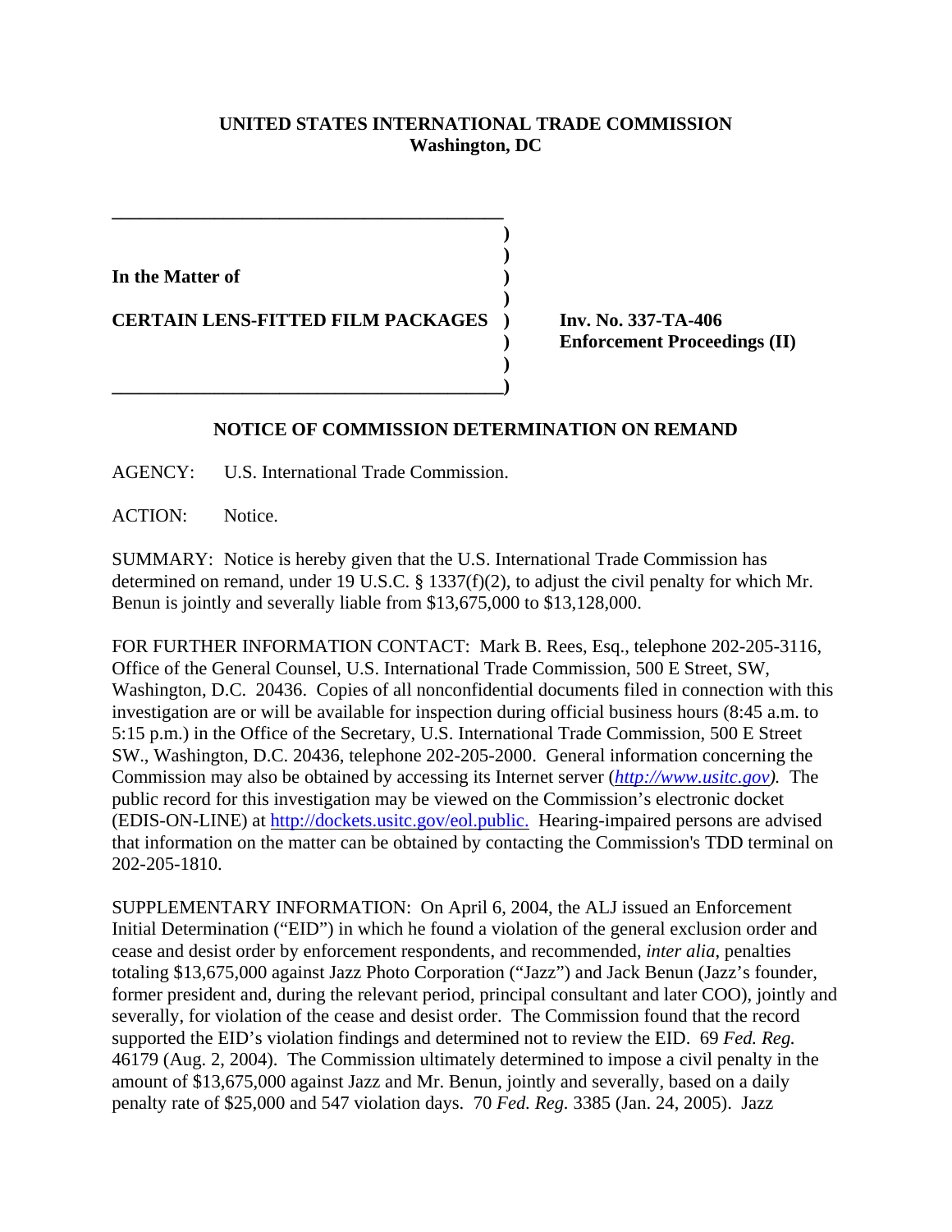**UNITED STATES INTERNATIONAL TRADE COMMISSION**
**Washington, DC**

| | | |
|---|---|---|
| **In the Matter of** | ) | |
| **CERTAIN LENS-FITTED FILM PACKAGES** | ) | **Inv. No. 337-TA-406** **Enforcement Proceedings (II)** |

## NOTICE OF COMMISSION DETERMINATION ON REMAND

AGENCY: U.S. International Trade Commission.

ACTION: Notice.

SUMMARY: Notice is hereby given that the U.S. International Trade Commission has determined on remand, under 19 U.S.C. § 1337(f)(2), to adjust the civil penalty for which Mr. Benun is jointly and severally liable from $13,675,000 to $13,128,000.

FOR FURTHER INFORMATION CONTACT: Mark B. Rees, Esq., telephone 202-205-3116, Office of the General Counsel, U.S. International Trade Commission, 500 E Street, SW, Washington, D.C. 20436. Copies of all nonconfidential documents filed in connection with this investigation are or will be available for inspection during official business hours (8:45 a.m. to 5:15 p.m.) in the Office of the Secretary, U.S. International Trade Commission, 500 E Street SW., Washington, D.C. 20436, telephone 202-205-2000. General information concerning the Commission may also be obtained by accessing its Internet server (*http://www.usitc.gov*). The public record for this investigation may be viewed on the Commission's electronic docket (EDIS-ON-LINE) at http://dockets.usitc.gov/eol.public. Hearing-impaired persons are advised that information on the matter can be obtained by contacting the Commission's TDD terminal on 202-205-1810.

SUPPLEMENTARY INFORMATION: On April 6, 2004, the ALJ issued an Enforcement Initial Determination ("EID") in which he found a violation of the general exclusion order and cease and desist order by enforcement respondents, and recommended, *inter alia*, penalties totaling $13,675,000 against Jazz Photo Corporation ("Jazz") and Jack Benun (Jazz's founder, former president and, during the relevant period, principal consultant and later COO), jointly and severally, for violation of the cease and desist order. The Commission found that the record supported the EID's violation findings and determined not to review the EID. 69 *Fed. Reg.* 46179 (Aug. 2, 2004). The Commission ultimately determined to impose a civil penalty in the amount of $13,675,000 against Jazz and Mr. Benun, jointly and severally, based on a daily penalty rate of $25,000 and 547 violation days. 70 *Fed. Reg.* 3385 (Jan. 24, 2005). Jazz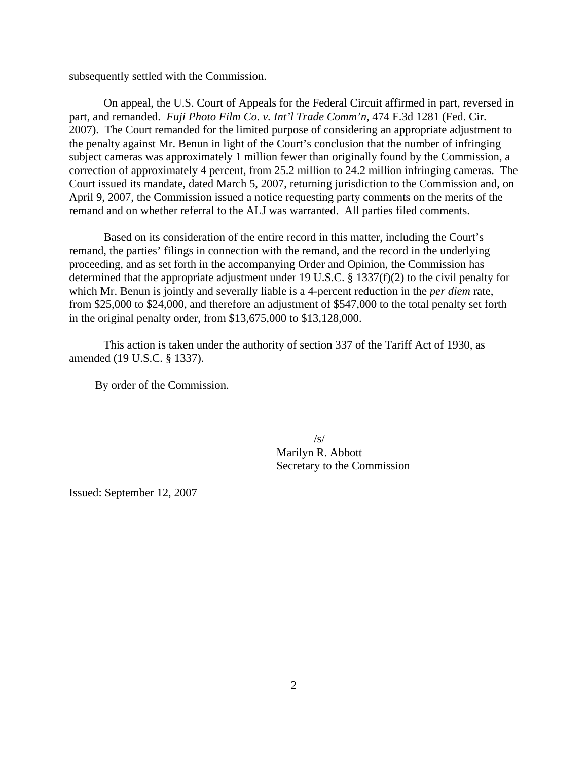subsequently settled with the Commission.

On appeal, the U.S. Court of Appeals for the Federal Circuit affirmed in part, reversed in part, and remanded. *Fuji Photo Film Co. v. Int'l Trade Comm'n*, 474 F.3d 1281 (Fed. Cir. 2007). The Court remanded for the limited purpose of considering an appropriate adjustment to the penalty against Mr. Benun in light of the Court's conclusion that the number of infringing subject cameras was approximately 1 million fewer than originally found by the Commission, a correction of approximately 4 percent, from 25.2 million to 24.2 million infringing cameras. The Court issued its mandate, dated March 5, 2007, returning jurisdiction to the Commission and, on April 9, 2007, the Commission issued a notice requesting party comments on the merits of the remand and on whether referral to the ALJ was warranted. All parties filed comments.

Based on its consideration of the entire record in this matter, including the Court's remand, the parties' filings in connection with the remand, and the record in the underlying proceeding, and as set forth in the accompanying Order and Opinion, the Commission has determined that the appropriate adjustment under 19 U.S.C. § 1337(f)(2) to the civil penalty for which Mr. Benun is jointly and severally liable is a 4-percent reduction in the *per diem* rate, from $25,000 to $24,000, and therefore an adjustment of $547,000 to the total penalty set forth in the original penalty order, from $13,675,000 to $13,128,000.

This action is taken under the authority of section 337 of the Tariff Act of 1930, as amended (19 U.S.C. § 1337).

By order of the Commission.

/s/
Marilyn R. Abbott
Secretary to the Commission

Issued: September 12, 2007